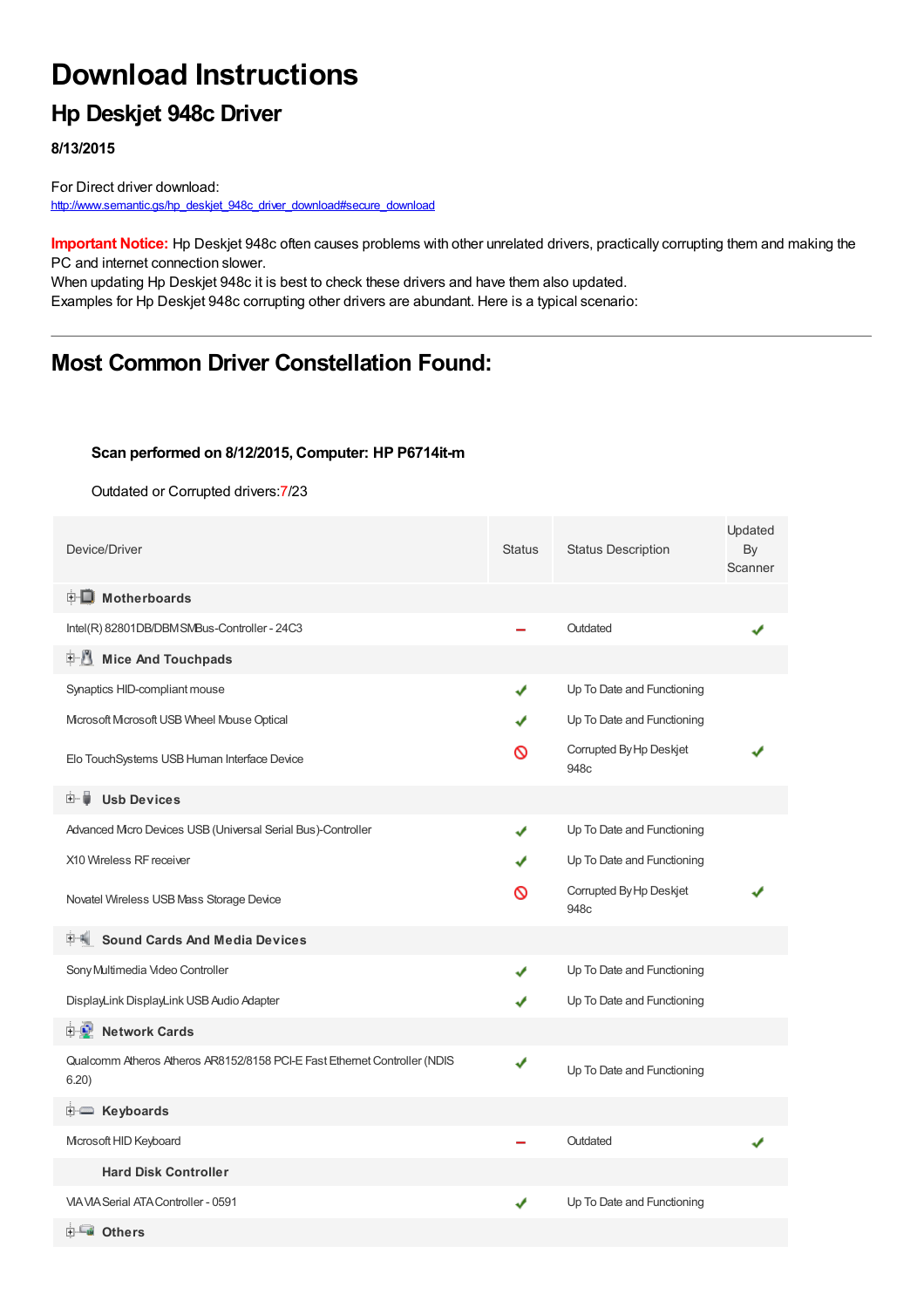# Download Instructions

## Hp Deskjet 948c Driver

**8/13/2015**

For Direct driver download:
http://www.semantic.gs/hp_deskjet_948c_driver_download#secure_download

**Important Notice:** Hp Deskjet 948c often causes problems with other unrelated drivers, practically corrupting them and making the PC and internet connection slower.
When updating Hp Deskjet 948c it is best to check these drivers and have them also updated.
Examples for Hp Deskjet 948c corrupting other drivers are abundant. Here is a typical scenario:

---

## Most Common Driver Constellation Found:

**Scan performed on 8/12/2015, Computer: HP P6714it-m**

Outdated or Corrupted drivers:7/23

| Device/Driver | Status | Status Description | Updated By Scanner |
|---|---|---|---|
| **Motherboards** | | | |
| Intel(R) 82801DB/DBM SMBus-Controller - 24C3 | – | Outdated | ✔ |
| **Mice And Touchpads** | | | |
| Synaptics HID-compliant mouse | ✔ | Up To Date and Functioning | |
| Microsoft Microsoft USB Wheel Mouse Optical | ✔ | Up To Date and Functioning | |
| Elo TouchSystems USB Human Interface Device | ⊘ | Corrupted By Hp Deskjet 948c | ✔ |
| **Usb Devices** | | | |
| Advanced Micro Devices USB (Universal Serial Bus)-Controller | ✔ | Up To Date and Functioning | |
| X10 Wireless RF receiver | ✔ | Up To Date and Functioning | |
| Novatel Wireless USB Mass Storage Device | ⊘ | Corrupted By Hp Deskjet 948c | ✔ |
| **Sound Cards And Media Devices** | | | |
| Sony Multimedia Video Controller | ✔ | Up To Date and Functioning | |
| DisplayLink DisplayLink USB Audio Adapter | ✔ | Up To Date and Functioning | |
| **Network Cards** | | | |
| Qualcomm Atheros Atheros AR8152/8158 PCI-E Fast Ethernet Controller (NDIS 6.20) | ✔ | Up To Date and Functioning | |
| **Keyboards** | | | |
| Microsoft HID Keyboard | – | Outdated | ✔ |
| **Hard Disk Controller** | | | |
| VIA VIA Serial ATA Controller - 0591 | ✔ | Up To Date and Functioning | |
| **Others** | | | |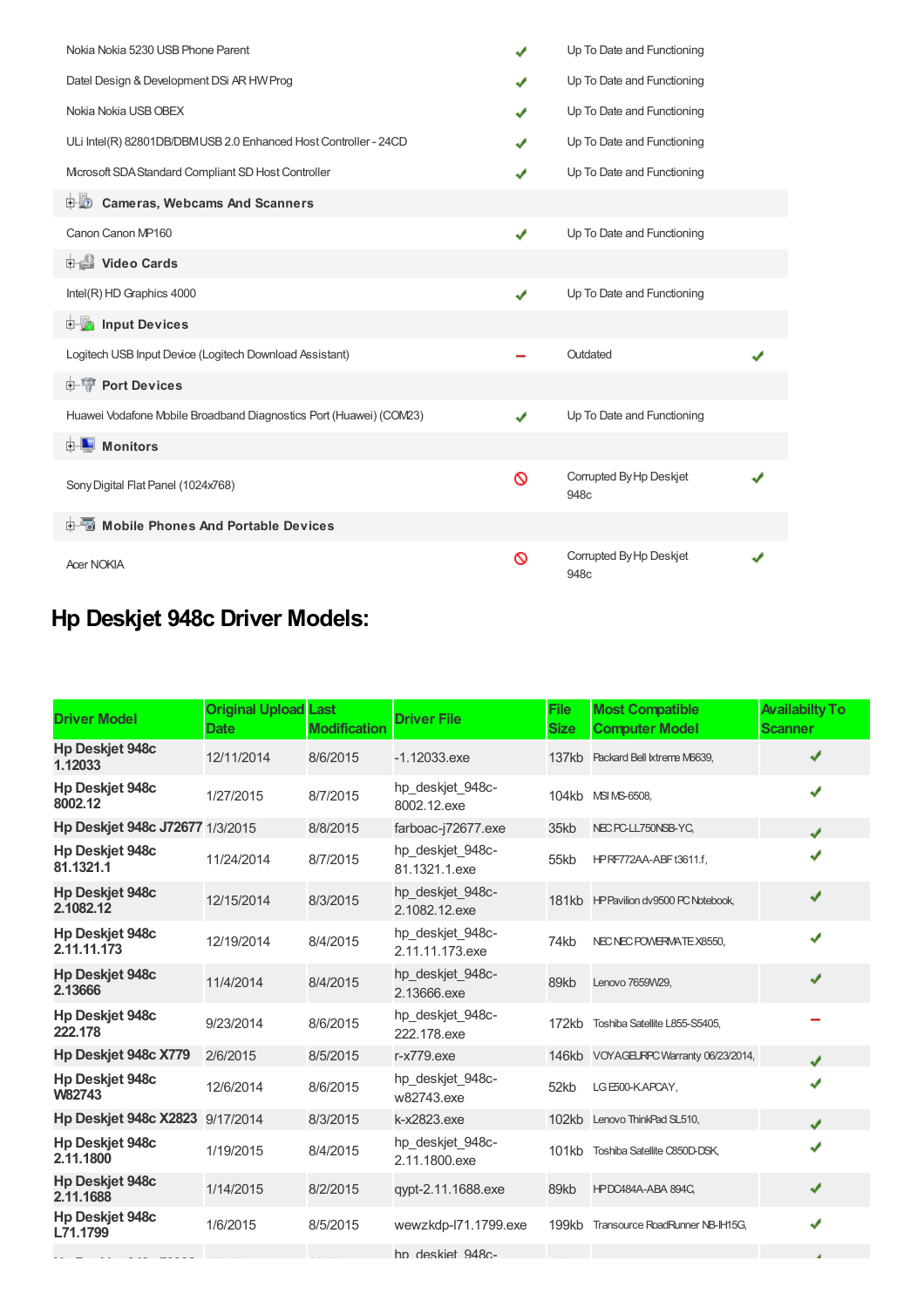| | | | |
|---|---|---|---|
| Nokia Nokia 5230 USB Phone Parent | ✔ | Up To Date and Functioning | |
| Datel Design & Development DSi AR HW Prog | ✔ | Up To Date and Functioning | |
| Nokia Nokia USB OBEX | ✔ | Up To Date and Functioning | |
| ULi Intel(R) 82801DB/DBM USB 2.0 Enhanced Host Controller - 24CD | ✔ | Up To Date and Functioning | |
| Microsoft SDA Standard Compliant SD Host Controller | ✔ | Up To Date and Functioning | |
| **Cameras, Webcams And Scanners** | | | |
| Canon Canon MP160 | ✔ | Up To Date and Functioning | |
| **Video Cards** | | | |
| Intel(R) HD Graphics 4000 | ✔ | Up To Date and Functioning | |
| **Input Devices** | | | |
| Logitech USB Input Device (Logitech Download Assistant) | – | Outdated | ✔ |
| **Port Devices** | | | |
| Huawei Vodafone Mobile Broadband Diagnostics Port (Huawei) (COM23) | ✔ | Up To Date and Functioning | |
| **Monitors** | | | |
| Sony Digital Flat Panel (1024x768) | ⊘ | Corrupted By Hp Deskjet 948c | ✔ |
| **Mobile Phones And Portable Devices** | | | |
| Acer NOKIA | ⊘ | Corrupted By Hp Deskjet 948c | ✔ |

## Hp Deskjet 948c Driver Models:

| Driver Model | Original Upload Date | Last Modification | Driver File | File Size | Most Compatible Computer Model | Availabilty To Scanner |
|---|---|---|---|---|---|---|
| **Hp Deskjet 948c 1.12033** | 12/11/2014 | 8/6/2015 | -1.12033.exe | 137kb | Packard Bell Ixtreme M6639, | ✔ |
| **Hp Deskjet 948c 8002.12** | 1/27/2015 | 8/7/2015 | hp_deskjet_948c-8002.12.exe | 104kb | MSI MS-6508, | ✔ |
| **Hp Deskjet 948c J72677** | 1/3/2015 | 8/8/2015 | farboac-j72677.exe | 35kb | NEC PC-LL750NSB-YC, | ✔ |
| **Hp Deskjet 948c 81.1321.1** | 11/24/2014 | 8/7/2015 | hp_deskjet_948c-81.1321.1.exe | 55kb | HP RF772AA-ABF t3611.f, | ✔ |
| **Hp Deskjet 948c 2.1082.12** | 12/15/2014 | 8/3/2015 | hp_deskjet_948c-2.1082.12.exe | 181kb | HP Pavilion dv9500 PC Notebook, | ✔ |
| **Hp Deskjet 948c 2.11.11.173** | 12/19/2014 | 8/4/2015 | hp_deskjet_948c-2.11.11.173.exe | 74kb | NEC NEC POWERMATE X8550, | ✔ |
| **Hp Deskjet 948c 2.13666** | 11/4/2014 | 8/4/2015 | hp_deskjet_948c-2.13666.exe | 89kb | Lenovo 7659W29, | ✔ |
| **Hp Deskjet 948c 222.178** | 9/23/2014 | 8/6/2015 | hp_deskjet_948c-222.178.exe | 172kb | Toshiba Satellite L855-S5405, | – |
| **Hp Deskjet 948c X779** | 2/6/2015 | 8/5/2015 | r-x779.exe | 146kb | VOYAGEURPC Warranty 06/23/2014, | ✔ |
| **Hp Deskjet 948c W82743** | 12/6/2014 | 8/6/2015 | hp_deskjet_948c-w82743.exe | 52kb | LG E500-K.APCAY, | ✔ |
| **Hp Deskjet 948c X2823** | 9/17/2014 | 8/3/2015 | k-x2823.exe | 102kb | Lenovo ThinkPad SL510, | ✔ |
| **Hp Deskjet 948c 2.11.1800** | 1/19/2015 | 8/4/2015 | hp_deskjet_948c-2.11.1800.exe | 101kb | Toshiba Satellite C850D-DSK, | ✔ |
| **Hp Deskjet 948c 2.11.1688** | 1/14/2015 | 8/2/2015 | qypt-2.11.1688.exe | 89kb | HP DC484A-ABA 894C, | ✔ |
| **Hp Deskjet 948c L71.1799** | 1/6/2015 | 8/5/2015 | wewzkdp-l71.1799.exe | 199kb | Transource RoadRunner NB-IH15G, | ✔ |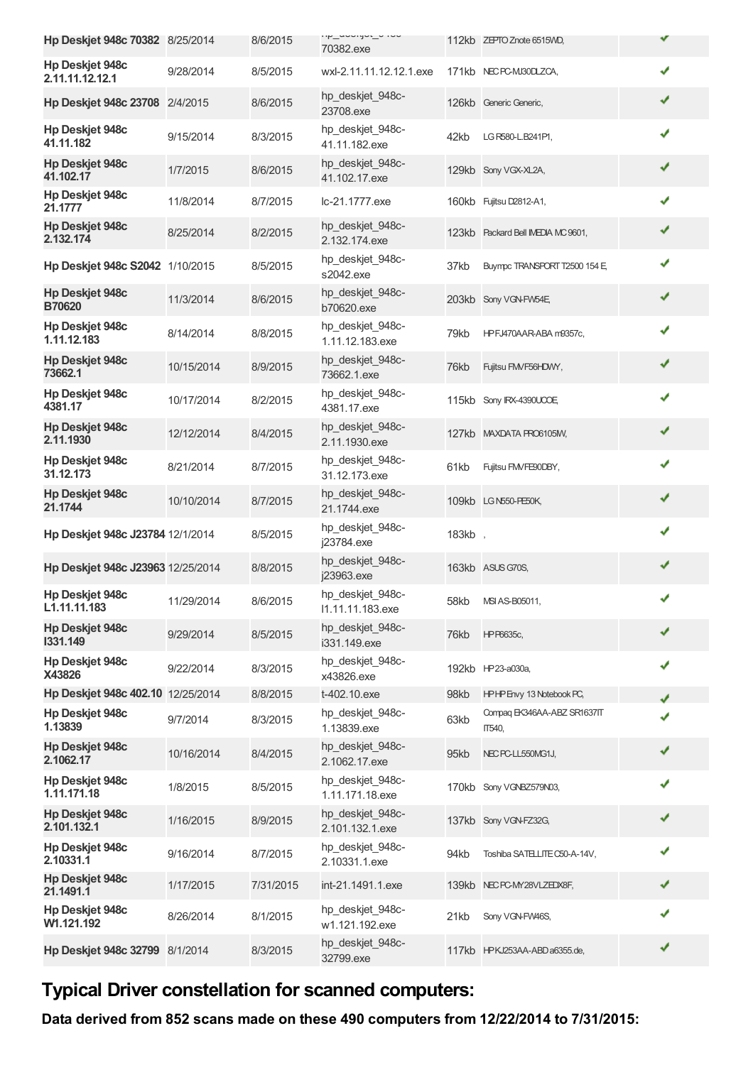| Hp Deskjet 948c 70382 | 8/25/2014 | 8/6/2015 | hp_deskjet_948c-70382.exe | 112kb | ZEPTO Znote 6515WD, | ✔ |
|---|---|---|---|---|---|---|
| **Hp Deskjet 948c 2.11.11.12.12.1** | 9/28/2014 | 8/5/2015 | wxl-2.11.11.12.12.1.exe | 171kb | NEC PC-MJ30DLZCA, | ✔ |
| **Hp Deskjet 948c 23708** | 2/4/2015 | 8/6/2015 | hp_deskjet_948c-23708.exe | 126kb | Generic Generic, | ✔ |
| **Hp Deskjet 948c 41.11.182** | 9/15/2014 | 8/3/2015 | hp_deskjet_948c-41.11.182.exe | 42kb | LG R580-L.B241P1, | ✔ |
| **Hp Deskjet 948c 41.102.17** | 1/7/2015 | 8/6/2015 | hp_deskjet_948c-41.102.17.exe | 129kb | Sony VGX-XL2A, | ✔ |
| **Hp Deskjet 948c 21.1777** | 11/8/2014 | 8/7/2015 | lc-21.1777.exe | 160kb | Fujitsu D2812-A1, | ✔ |
| **Hp Deskjet 948c 2.132.174** | 8/25/2014 | 8/2/2015 | hp_deskjet_948c-2.132.174.exe | 123kb | Packard Bell IMEDIA MC 9601, | ✔ |
| **Hp Deskjet 948c S2042** | 1/10/2015 | 8/5/2015 | hp_deskjet_948c-s2042.exe | 37kb | Buympc TRANSPORT T2500 154 E, | ✔ |
| **Hp Deskjet 948c B70620** | 11/3/2014 | 8/6/2015 | hp_deskjet_948c-b70620.exe | 203kb | Sony VGN-FW54E, | ✔ |
| **Hp Deskjet 948c 1.11.12.183** | 8/14/2014 | 8/8/2015 | hp_deskjet_948c-1.11.12.183.exe | 79kb | HP FJ470AAR-ABA m9357c, | ✔ |
| **Hp Deskjet 948c 73662.1** | 10/15/2014 | 8/9/2015 | hp_deskjet_948c-73662.1.exe | 76kb | Fujitsu FMVF56HDWY, | ✔ |
| **Hp Deskjet 948c 4381.17** | 10/17/2014 | 8/2/2015 | hp_deskjet_948c-4381.17.exe | 115kb | Sony IRX-4390UCOE, | ✔ |
| **Hp Deskjet 948c 2.11.1930** | 12/12/2014 | 8/4/2015 | hp_deskjet_948c-2.11.1930.exe | 127kb | MAXDATA PRO6105IW, | ✔ |
| **Hp Deskjet 948c 31.12.173** | 8/21/2014 | 8/7/2015 | hp_deskjet_948c-31.12.173.exe | 61kb | Fujitsu FMVFE90DBY, | ✔ |
| **Hp Deskjet 948c 21.1744** | 10/10/2014 | 8/7/2015 | hp_deskjet_948c-21.1744.exe | 109kb | LG N550-PE50K, | ✔ |
| **Hp Deskjet 948c J23784** | 12/1/2014 | 8/5/2015 | hp_deskjet_948c-j23784.exe | 183kb | , | ✔ |
| **Hp Deskjet 948c J23963** | 12/25/2014 | 8/8/2015 | hp_deskjet_948c-j23963.exe | 163kb | ASUS G70S, | ✔ |
| **Hp Deskjet 948c L1.11.11.183** | 11/29/2014 | 8/6/2015 | hp_deskjet_948c-l1.11.11.183.exe | 58kb | MSI AS-B05011, | ✔ |
| **Hp Deskjet 948c I331.149** | 9/29/2014 | 8/5/2015 | hp_deskjet_948c-i331.149.exe | 76kb | HP P6635c, | ✔ |
| **Hp Deskjet 948c X43826** | 9/22/2014 | 8/3/2015 | hp_deskjet_948c-x43826.exe | 192kb | HP 23-a030a, | ✔ |
| **Hp Deskjet 948c 402.10** | 12/25/2014 | 8/8/2015 | t-402.10.exe | 98kb | HP HP Envy 13 Notebook PC, | ✔ |
| **Hp Deskjet 948c 1.13839** | 9/7/2014 | 8/3/2015 | hp_deskjet_948c-1.13839.exe | 63kb | Compaq EK346AA-ABZ SR1637IT IT540, | ✔ |
| **Hp Deskjet 948c 2.1062.17** | 10/16/2014 | 8/4/2015 | hp_deskjet_948c-2.1062.17.exe | 95kb | NEC PC-LL550MG1J, | ✔ |
| **Hp Deskjet 948c 1.11.171.18** | 1/8/2015 | 8/5/2015 | hp_deskjet_948c-1.11.171.18.exe | 170kb | Sony VGNBZ579N03, | ✔ |
| **Hp Deskjet 948c 2.101.132.1** | 1/16/2015 | 8/9/2015 | hp_deskjet_948c-2.101.132.1.exe | 137kb | Sony VGN-FZ32G, | ✔ |
| **Hp Deskjet 948c 2.10331.1** | 9/16/2014 | 8/7/2015 | hp_deskjet_948c-2.10331.1.exe | 94kb | Toshiba SATELLITE C50-A-14V, | ✔ |
| **Hp Deskjet 948c 21.1491.1** | 1/17/2015 | 7/31/2015 | int-21.1491.1.exe | 139kb | NEC PC-MY28VLZEDX8F, | ✔ |
| **Hp Deskjet 948c W1.121.192** | 8/26/2014 | 8/1/2015 | hp_deskjet_948c-w1.121.192.exe | 21kb | Sony VGN-FW46S, | ✔ |
| **Hp Deskjet 948c 32799** | 8/1/2014 | 8/3/2015 | hp_deskjet_948c-32799.exe | 117kb | HP KJ253AA-ABD a6355.de, | ✔ |

## Typical Driver constellation for scanned computers:

**Data derived from 852 scans made on these 490 computers from 12/22/2014 to 7/31/2015:**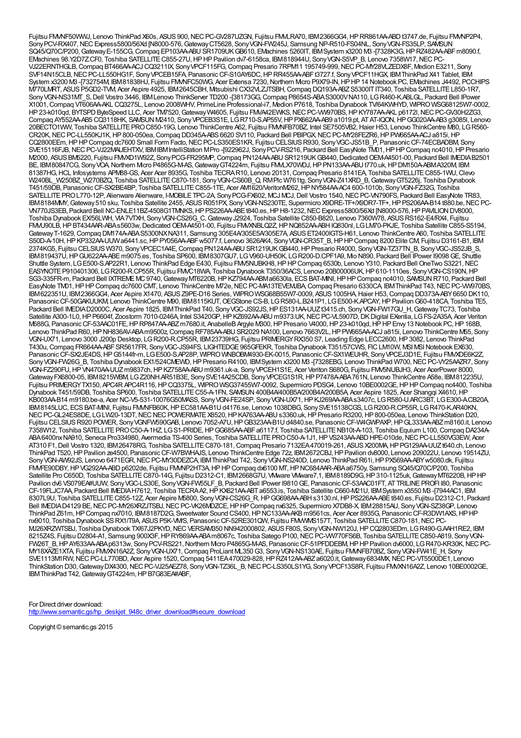Fujitsu FMVNF50WWJ, Lenovo ThinkPad X60s, ASUS 900, NEC PC-GV287UZGN, Fujitsu FMVLRA70, IBM 2366GG4, HP RR861AA-ABD t3747.de, Fujitsu FMVNP2P4, Sony PCV-RX407, NEC Express5800/56Xd [N8000-576, Gateway CT5628, Sony VGN-FW245J, Samsung NP-R510-FS04NL, Sony VGN-FS35LP, SAMSUNG SQ45/Q70C/P200, Gateway E-155CG, Compaq EP103AA-ABU SR1709UK GB610, EMachines 5260IT, IBM System x3200 M3 -[7328K3G, HP RZ482AA-ABF m8090.f, EMachines 98.Y2D7Z.CF0, Toshiba SATELLITE C855-27U, HP HP Pavilion dv7-6158ca, IBM 818944U, Sony VGN-S5VP_B, Lenovo 7358W17, NEC PC-VJ22ERNTHGLB, Compaq BT466AA-ACJ CQ3211IX, Sony VPCF115FG, Compaq Presario 7RPM11 195749-999, NEC PC-MY28VLZEDX8F, Medion E3211, Sony SVF14N15CLB, NEC PC-LL550HG1F, Sony VPCEB15FA, Panasonic CF-S10AY6DC, HP RR455AA-ABF t3727.f, Sony VPCF11HGX, IBM ThinkPad X41 Tablet, IBM System x3200 M3 -[732754M, IBM 81838HJ, Fujitsu FMVNFC50WG, Acer Extensa 7230, Northern Micro P9X79-IN, HP HP 14 Notebook PC, EMachines J4492, PCCHIPS M770LMRT, ASUS P5GD2-TVM, Acer Aspire 4925, IBM 2645CBH, Mitsubishi CX32VLZJTSBH, Compaq DQ193A-ABZ S5300IT IT340, Toshiba SATELLITE L850-1R7, Sony VGN-NS31MT_S, Dell Vostro 3446, IBM Lenovo ThinkServer TD200 -[38173GG, Compaq P8654S-ABA S3000V NA110, LG R460-K.ABLGL, Packard Bell IPower X1001, Compaq VT606AA-AKL CQ3275L, Lenovo 2008WHV, PrimeLine Professional-i7, Medion P7618, Toshiba Dynabook TV/64KWHYD, WIPRO WSG68125W7-0002, HP 23-k010qd, BYTSPD ByteSpeed LLC, Acer TM7520, Gateway W4605, Fujitsu FMVA42EWKS, NEC PC-VW970BS, HP KY787AA-AKL p6172l, NEC PC-GV30H2ZG3, Compaq AY552AA-AB5 CQ3118HK, SAMSUN M2410, Sony VPCEB3S1E, LG R710-S.AP55V, HP PX662AA-AB9 a1019.pt, AT AT-IQON, HP GG020AA-AB3 g3085l, Lenovo 20BECTO1WW, Toshiba SATELLITE PRO C850-19G, Lenovo ThinkCentre A62, Fujitsu FMVNFB70BZ, Intel SE7505VB2, Haier H53, Lenovo ThinkCentre M80, LG R560-CR20K, NEC PC-LL550KJ1K, HP 800-050ea, Compaq DD345A-ABS 6620 SV110, Packard Bell PBIPGX, NEC PC-MY28FEZR6, HP PW665AA-ACJ a815i, HP CQ2800EEm, HP HP Compaq dc7600 Small Form Facto, NEC PC-LS350ES1KR, Fujitsu CELSIUS R930, Sony VGC-JS51B_P, Panasonic CF-74ECBADBM, Sony SVE15116FJB, NEC PC-VJ22MAUEHTXV, IBM IBM IntelliStation M Pro -[922962J, Sony PCV-RS216, Packard Bell EasyNote TM01, HP HP Compaq nc4010, HP Presario M2000, ASUS BM5220, Fujitsu FMVXD1W92Z, Sony PCG-FR295MP, Compaq PN124AA-ABU SR1219UK GB440, Dedicated OEM-A4501-00, Packard Bell IMEDIA B2501 BE, IBM 80847CG, Sony VOA, Northern Micro P4865G-M-AS, Gateway GT4224m, Fujitsu FMVLX70WDJ, HP PN133AA-ABU t770.uk, HP DM150A-ABM A320M, IBM 81387HG, HCL Infosystems APM88-GS, Acer Acer 8935G, Toshiba TECRA R10, Lenovo 20131, Compaq Presario 8141EA, Toshiba SATELLITE C855-1WU, Clevo W240BL_W250BZ_W270BZQ, Toshiba SATELLITE C870-181, Sony VGN-CS60B_Q, RM Plc W761tg, Sony VGN-Z41XRD_B, Gateway GT5226j, Toshiba Dynabook T451/59DB, Panasonic CF-SX2BE4BP, Toshiba SATELLITE C855-1TE, Acer AM1620/VeritonM262, HP NY584AA-AC4 600-1010b, Sony VGN-FZ32G, Toshiba SATELLITE PRO L770-12P, Alienware Alienware, I-MOBILE TPC-2A, Sony PCG-FX602, MCJ MCJ, Dell Vostro 1540, NEC PC-VN790FS, Packard Bell EasyNote TR83, IBM 8184MMY, Gateway 510 sku, Toshiba Satellite 2455, ASUS R051PX, Sony VGN-NS230TE, Supermicro X9DRE-TF+/X9DR7-TF+, HP PS206AA-B14 t880.be, NEC PC-VN770JS3EB, Packard Bell NC-ENLE11BZ-4508G1TMNKS, HP PS226AA-ABE t840.es, HP H8-1232, NEC Express5800/56Xd [N8000-576, HP PAVILION DV8000, Toshiba Dynabook EX/56LWH, VIA 7VTXH, Sony VGN-CS26G_C, Gateway J2924, Toshiba Satellite C850-B820, Lenovo 7360W78, ASUS RS162-E4/RX4, Fujitsu FMVU90LB, HP BT434AAR-ABA s5603w, Dedicated OEM-A4501-00, Fujitsu FMVXNBLQ2Z, HP NQ852AA-ABH IQ830nl, LG LM70-PKJE, Toshiba Satellite C855-S5194, Gateway T-1629, Compaq DM174A-ABA S5300NX NA311, Samsung 305E4A/305E5A/305E7A, ASUS ET2400IGTS-H61, Lenovo ThinkCentre A60, Toshiba SATELLITE S50D-A-10H, HP KP332AA-UUW a6441.sc, HP PY056AA-ABF w5077.f, Lenovo 3626AK4, Sony VGN-CR35T_B, HP HP Compaq 8200 Elite CM, Fujitsu D3161-B1, IBM 2374KG5, Fujitsu CELSIUS W370, Sony VPCEC1A4E, Compaq PN124AA-ABU SR1219UK GB440, HP Presario R4000, Sony VGN-TZ37TN_B, Sony VGC-JS52JB_S, IBM 819437U, HP GU622AA-ABE m9075.es, Toshiba SP600, IBM 8307GU7, LG V960-UH50K, LG R200-D.CPF1A9, Mio N890, Packard Bell IPower I9098 GE, Shuttle Shuttle System, LG E500-S.AP22R1, Lenovo ThinkPad Edge E430, Fujitsu FMV5NUBKH8, HP HP Compaq 6530b, Lenovo Y310, Packard Bell OneTwo S3221, NEC EASYNOTE P910401306, LG R200-R.CP55R, Fujitsu FMVC18WA, Toshiba Dynabook T350/36ACS, Lenovo 20B00006UK, HP 610-1110es, Sony VGN-CS190N, HP SG3-335FR-m, Packard Bell IXTREME MC 9740, Gateway MT6220B, HP KZ794AA-ABM a6630la, ECS BAT-MINI, HP HP Compaq nc4010, SAMSUN R710, Packard Bell EasyNote TM01, HP HP Compaq dc7600 CMT, Lenovo ThinkCentre M72e, NEC PC-MA13TEVEMJBA, Compaq Presario 6330CA, IBM ThinkPad T43, NEC PC-VW970BS, IBM 622351U, IBM 2366GG4, Acer Aspire X1470, ASUS Z9PE-D16 Series, WIPRO WSG68B55W7-0009, ASUS 1005HA, Haier H53, Compaq DD373A-ABY 6650 DK110, Panasonic CF-50GAKUUKM, Lenovo ThinkCentre M90, IBM 8115KUT, OEGStone CS-B, LG R580-L.B241P1, LG E500-K.APCAY, HP Pavilion G60-418CA, Toshiba TE5, Packard Bell IMEDIA D2000C, Acer Aspire 1825, IBM ThinkPad T40, Sony VGC-JS92JS, HP ES131AA-UUZ t3415.ch, Sony VGN-FW17GU_H, Gateway TC73, Toshiba Satellite A300-1L0, HP P6604f, Zoostorm 7010-0246A, Intel S3420GP, HP KZ692AA-ABU m9373.UK, NEC PC-VL5907D, DK Digital EXentia, LG FS-2A35A, Acer Veriton M688G, Panasonic CF-53AAC01FE, HP RP847AA-ABZ m7680.it, AnabelleB Argyle M300, HP Presario V4000, HP 23-k010qd, HP HP Envy 13 Notebook PC, HP 168B, Lenovo ThinkPad R60, HP NH836AV-ABA m9500z, Compaq RF785AA-ABU SR2029 NA100, Lenovo 7663V2L, HP PW665AA-ACJ a815i, Lenovo ThinkCentre M55, Sony VGN-UX71, Lenovo 3000 J200p Desktop, LG R200-R.CP55R, IBM 23739HG, Fujitsu PRIMERGY RX350 S7, Leading Edge LECC2600, HP 3082, Lenovo ThinkPad T430u, Compaq FR664AA-ABF SR5617FR, Sony VGC-JS94FS, LIGHTEDGE 965GFEKR, Toshiba Dynabook T351/57CWS, FIC LM10W, MSI MSI Notebook EX630, Panasonic CF-SX2JE4DS, HP G5144fr-m, LG E500-S.AP28P, WIPRO WNBOBM4930-EK-0015, Panasonic CF-SX1WEUHR, Sony VPCEJ3D1E, Fujitsu FMVXDE6K2Z, Sony VGN-FW26G_B, Toshiba Dynabook EX1/524CMEWD, HP Presario R4100, IBM System x3200 M3 -[7328EBG, Lenovo ThinkPad W700, NEC PC-VY25AAZR7, Sony VGN-FZ290FU, HP VN470AA-UUZ m9837ch, HP KZ758AA-ABU m9361.uk-a, Sony VPCEH1S1E, Acer Veriton S680G, Fujitsu FMV5NUBJH3, Acer AcerPower 8000, Gateway FX6800-05, IBM 8215WBM, LG Z20NH.AR51B3E, Sony SVE14A25CDB, Sony VPCEG1S1R, HP P7478A-ABA 761N, Lenovo ThinkCentre A58e, IBM 812235U, Fujitsu PRIMERGY TX150, APC4R APC4R116, HP CQ3375L, WIPRO WSG37455W7-0092, Supermicro PDSG4, Lenovo 10BE0002GE, HP HP Compaq nc4400, Toshiba Dynabook T451/59DB, Toshiba SP600, Toshiba SATELLITE C55-A-1FN, SAMSUN 400B4A/400B5A/200B4A/200B5A, Acer Aspire 1825, Acer Shangqi X4610, HP KB003AA-B14 m9180.be-a, Acer NC-V5-531-10076G50MASS, Sony VGN-FE24SP, Sony VGN-UX71, HP KJ269AA-ABA s3407c, LG R580-U.ARC3BT, LG E300-A.CB20A, IBM 8145LUC, ECS BAT-MINI, Fujitsu FMVNFB60K, HP EC581AA-B1U d4176.se, Lenovo 1038DBG, Sony SVE15138CGS, LG R200-R.CP55R, LG R470-K.AR40KN, NEC PC-GL24ES8DE, LG LW20-13DT, NEC NEC POWERMATE X8520, HP KA763AA-ABU s3360.uk, HP Presario R3200, HP 800-050ea, Lenovo ThinkStation D20, Fujitsu CELSIUS R920 POWER, Sony VGNFW590GAB, Lenovo 7052-A7U, HP GB323AA-B1U d4840.se, Panasonic CF-W4GWPAXP, HP GL333AA-ABZ m8160.it, Lenovo 7358W12, Toshiba SATELLITE PRO C50-A-1HZ, LG S1-PRIDE, HP GG685AA-ABF a6117.f, Toshiba SATELLITE NB10t-A-103, Toshiba Equium L100, Compaq DA234A-ABA 6400nx NA910, Seneca Pro334980, Avermedia TS-400 Series, Toshiba SATELLITE PRO C50-A-1J1, HP VS243AA-ABD HPE-010de, NEC PC-LL550VG3EW, Acer AT310 F1, Dell Vostro 1320, IBM 26478RG, Toshiba SATELLITE C870-181, Compaq Presario 7132EA 470019-261, ASUS X200MA, HP PG129AA-UUZ t640.ch, Lenovo ThinkPad T520, HP Pavilion ze4500, Panasonic CF-W7BWHAJS, Lenovo ThinkCentre Edge 72z, IBM 2672CBJ, HP Pavilion dv8000, Lenovo 209022U, Lenovo 19514ZU, Sony VGN-AW92JS, Lenovo 6471EGR, NEC PC-MY30DEZCA, IBM ThinkPad T42, Sony VGN-NS240D, Lenovo ThinkPad R61i, HP PX569AA-ABY w5080.dk, Fujitsu FMVFE90DBY, HP VG292AA-ABD p6202de, Fujitsu FMVNP2HT3A, HP HP Compaq dx6100 MT, HP NC684AAR-ABA a6750y, Samsung SQ45/Q70C/P200, Toshiba Satellite Pro C650D, Toshiba SATELLITE C870-14G, Fujitsu D2312-C1, IBM 2668G7U, VMware VMware7,1, IBM 8189D9G, HP 310-1125uk, Gateway MT6220B, HP HP Pavilion dv6 VS079EA#UUW, Sony VGC-LS30E, Sony VGN-FW55LF_B, Packard Bell IPower I9810 GE, Panasonic CF-53AAC01FT, AT TRILINE PROFI I80, Panasonic CF-19FLJC7AA, Packard Bell IMEDIA H7612, Toshiba TECRA A2, HP KX621AA-ABT a6553.is, Toshiba Satellite C660-M21U, IBM System x3550 M3 -[7944AC1, IBM 8307L9U, Toshiba SATELLITE C855-12Z, Acer Aspire M5800, Sony VGN-CS26G_R, HP GG698AA-ABH s3130.nl, HP PS226AA-ABE t840.es, Fujitsu D2312-C1, Packard Bell IMEDIA D4129 BE, NEC PC-MY26XRZJTSBJ, NEC PC-VK26MDZCE, HP HP Compaq nx6325, Supermicro X7DB8-X, IBM 28815AU, Sony VGN-SZ38GP, Lenovo ThinkPad Z61m, HP Compaq nx7010, IBM 8187D2G, Sweetwater Sound CS400, HP NC133AA-AKB m9561cs, Acer Acer 8935G, Panasonic CF-R3DW1AXS, HP HP nx9010, Toshiba Dynabook SS RX1/T9A, ASUS P5K-VM/S, Panasonic CF-52RE301QW, Fujitsu FMVWMS157T, Toshiba SATELLITE C870-181, NEC PC-MJ26XRZWTSBJ, Toshiba Dynabook TX/67J2PKYD, NEC VERSAM350 NN942000802, ASUS F80S, Sony VGN-NW120J, HP CQ2803EDm, LG R490-G.AAH1RE2, IBM 8215Z4S, Fujitsu D2804-A1, Samsung 900X3F, HP RY869AA-ABA m8067c, Toshiba Satego P100, NEC PC-VW770FS6B, Toshiba SATELLITE C850-A819, Sony VGN-FW26T_B, HP AY633AA-ABA p6313w, Sony PCV-RS221, Northern Micro P4865G-M-AS, Panasonic CF-51PFDDEBM, HP HP Pavilion dv6000, LG R470-KR30K, NEC PC-MY18XAZE1XTA, Fujitsu FMVXN16A2Z, Sony VGN-UX71, Compaq ProLiant ML350 G3, Sony VGN-NS130AE, Fujitsu FMVNFB70BZ, Sony VGN-FW41E_H, Sony SVE1113M1RW, NEC PC-LL770BD, Acer Aspire 1520, Compaq 5411EA 470029-828, HP RZ412AA-ABZ a6020.it, Gateway 6834MX, NEC PC-VT5500DE1, Lenovo ThinkStation D30, Gateway DX4300, NEC PC-VJ25AEZ78, Sony VGN-TZ36L_B, NEC PC-LS350LS1YG, Sony VPCF13S8R, Fujitsu FMVXN16A2Z, Lenovo 10BE0002GE, IBM ThinkPad T42, Gateway GT4224m, HP B7G83EA#ABF,

For Direct driver download:
[http://www.semantic.gs/hp_deskjet_948c_driver_download#secure_download](http://www.semantic.gs/hp_deskjet_948c_driver_download#secure_download)

Copyright © semantic.gs 2015